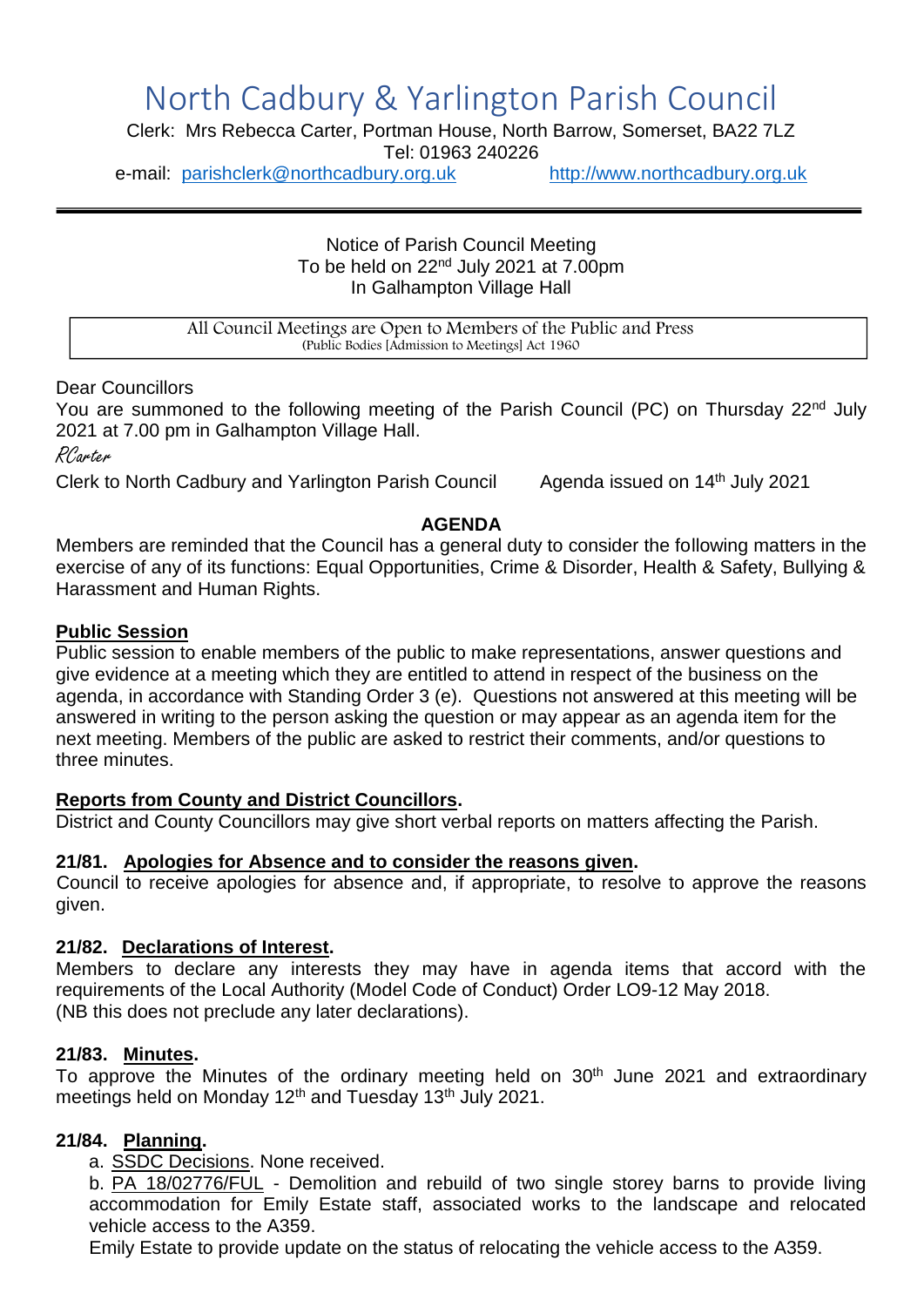# North Cadbury & Yarlington Parish Council

Clerk: Mrs Rebecca Carter, Portman House, North Barrow, Somerset, BA22 7LZ
Tel: 01963 240226
e-mail: parishclerk@northcadbury.org.uk http://www.northcadbury.org.uk

---

Notice of Parish Council Meeting
To be held on 22nd July 2021 at 7.00pm
In Galhampton Village Hall

All Council Meetings are Open to Members of the Public and Press
(Public Bodies [Admission to Meetings] Act 1960

Dear Councillors

You are summoned to the following meeting of the Parish Council (PC) on Thursday 22nd July 2021 at 7.00 pm in Galhampton Village Hall.

*RCarter*

Clerk to North Cadbury and Yarlington Parish Council Agenda issued on 14th July 2021

## AGENDA

Members are reminded that the Council has a general duty to consider the following matters in the exercise of any of its functions: Equal Opportunities, Crime & Disorder, Health & Safety, Bullying & Harassment and Human Rights.

**Public Session**

Public session to enable members of the public to make representations, answer questions and give evidence at a meeting which they are entitled to attend in respect of the business on the agenda, in accordance with Standing Order 3 (e). Questions not answered at this meeting will be answered in writing to the person asking the question or may appear as an agenda item for the next meeting. Members of the public are asked to restrict their comments, and/or questions to three minutes.

**Reports from County and District Councillors.**

District and County Councillors may give short verbal reports on matters affecting the Parish.

**21/81. Apologies for Absence and to consider the reasons given.**

Council to receive apologies for absence and, if appropriate, to resolve to approve the reasons given.

**21/82. Declarations of Interest.**

Members to declare any interests they may have in agenda items that accord with the requirements of the Local Authority (Model Code of Conduct) Order LO9-12 May 2018.
(NB this does not preclude any later declarations).

**21/83. Minutes.**

To approve the Minutes of the ordinary meeting held on 30th June 2021 and extraordinary meetings held on Monday 12th and Tuesday 13th July 2021.

**21/84. Planning.**

a. SSDC Decisions. None received.

b. PA 18/02776/FUL - Demolition and rebuild of two single storey barns to provide living accommodation for Emily Estate staff, associated works to the landscape and relocated vehicle access to the A359.

Emily Estate to provide update on the status of relocating the vehicle access to the A359.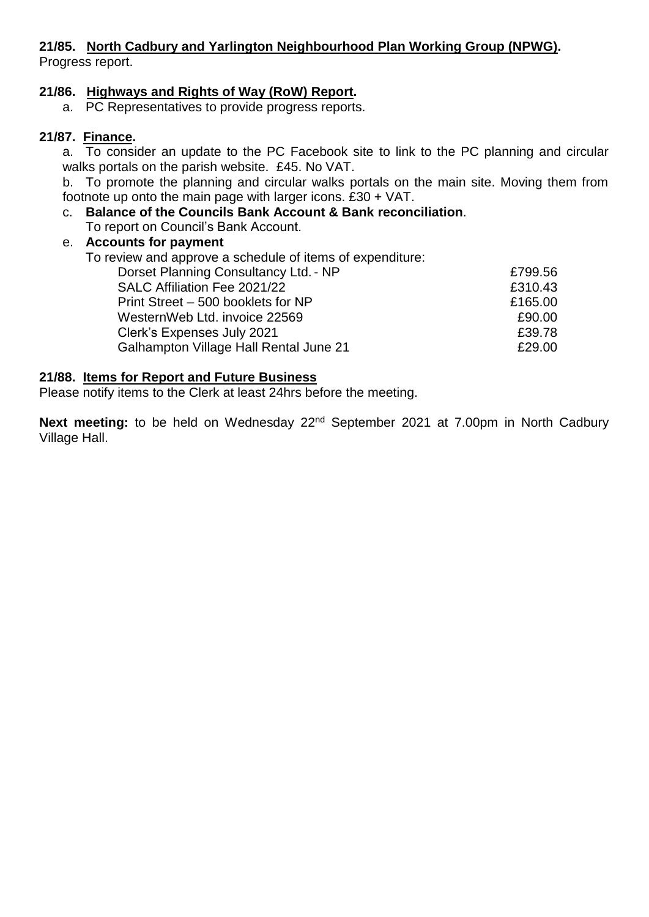**21/85. North Cadbury and Yarlington Neighbourhood Plan Working Group (NPWG).**
Progress report.

**21/86. Highways and Rights of Way (RoW) Report.**

a. PC Representatives to provide progress reports.

**21/87. Finance.**

a. To consider an update to the PC Facebook site to link to the PC planning and circular walks portals on the parish website. £45. No VAT.

b. To promote the planning and circular walks portals on the main site. Moving them from footnote up onto the main page with larger icons. £30 + VAT.

c. **Balance of the Councils Bank Account & Bank reconciliation**.
To report on Council's Bank Account.

e. **Accounts for payment**
To review and approve a schedule of items of expenditure:

| | |
|---|---|
| Dorset Planning Consultancy Ltd. - NP | £799.56 |
| SALC Affiliation Fee 2021/22 | £310.43 |
| Print Street – 500 booklets for NP | £165.00 |
| WesternWeb Ltd. invoice 22569 | £90.00 |
| Clerk's Expenses July 2021 | £39.78 |
| Galhampton Village Hall Rental June 21 | £29.00 |

**21/88. Items for Report and Future Business**
Please notify items to the Clerk at least 24hrs before the meeting.

**Next meeting:** to be held on Wednesday 22nd September 2021 at 7.00pm in North Cadbury Village Hall.